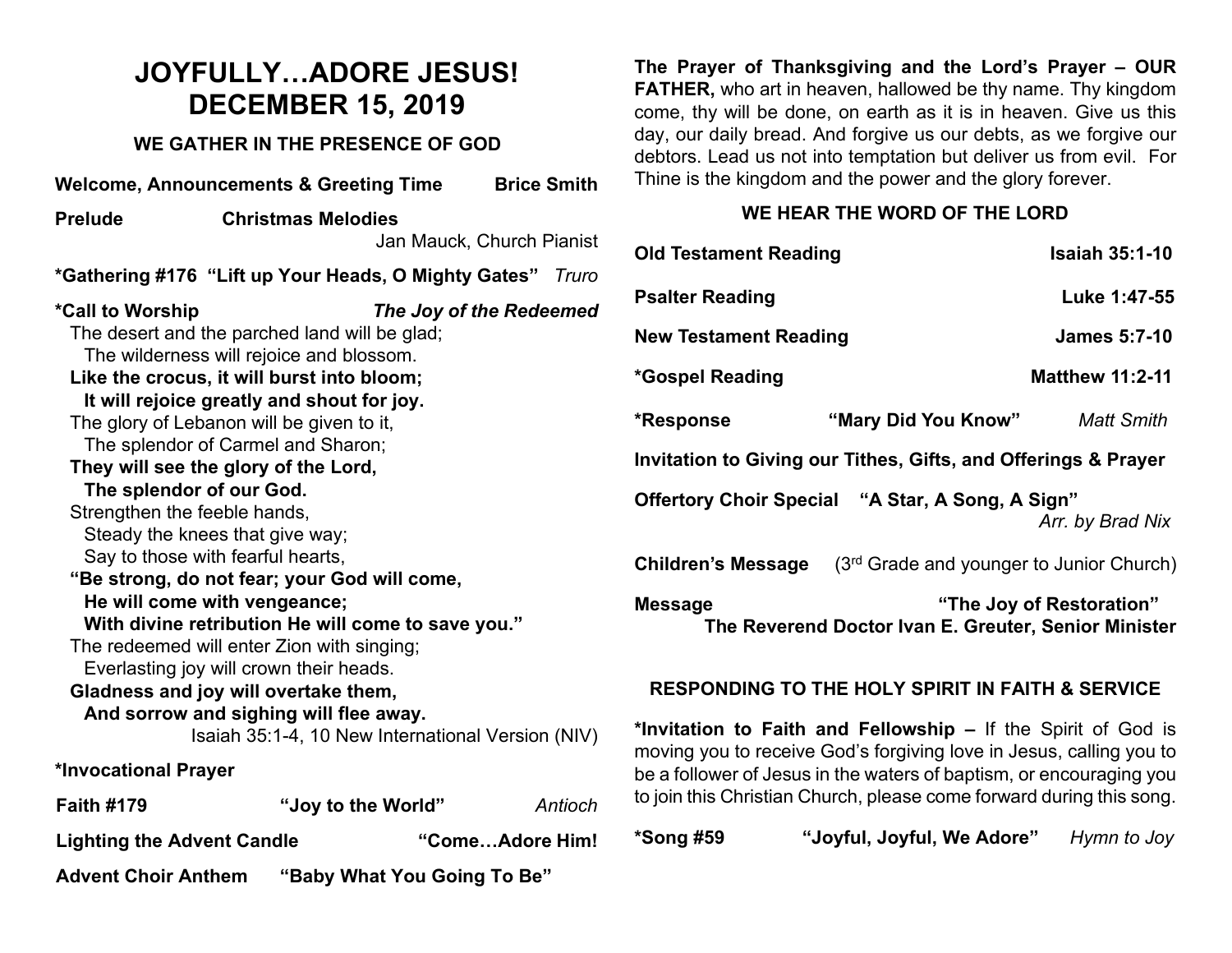# JOYFULLY…ADORE JESUS!
# DECEMBER 15, 2019

## WE GATHER IN THE PRESENCE OF GOD

**Welcome, Announcements & Greeting Time** — **Brice Smith**

**Prelude** — **Christmas Melodies**
Jan Mauck, Church Pianist

**\*Gathering #176 "Lift up Your Heads, O Mighty Gates"** *Truro*

**\*Call to Worship** — ***The Joy of the Redeemed***

The desert and the parched land will be glad;
The wilderness will rejoice and blossom.
**Like the crocus, it will burst into bloom;**
**It will rejoice greatly and shout for joy.**
The glory of Lebanon will be given to it,
The splendor of Carmel and Sharon;
**They will see the glory of the Lord,**
**The splendor of our God.**
Strengthen the feeble hands,
Steady the knees that give way;
Say to those with fearful hearts,
**"Be strong, do not fear; your God will come,**
**He will come with vengeance;**
**With divine retribution He will come to save you."**
The redeemed will enter Zion with singing;
Everlasting joy will crown their heads.
**Gladness and joy will overtake them,**
**And sorrow and sighing will flee away.**

Isaiah 35:1-4, 10 New International Version (NIV)

**\*Invocational Prayer**

**Faith #179** — **"Joy to the World"** *Antioch*

**Lighting the Advent Candle** — **"Come…Adore Him!**

**Advent Choir Anthem** — **"Baby What You Going To Be"**

**The Prayer of Thanksgiving and the Lord's Prayer – OUR FATHER,** who art in heaven, hallowed be thy name. Thy kingdom come, thy will be done, on earth as it is in heaven. Give us this day, our daily bread. And forgive us our debts, as we forgive our debtors. Lead us not into temptation but deliver us from evil. For Thine is the kingdom and the power and the glory forever.

## WE HEAR THE WORD OF THE LORD

**Old Testament Reading** — **Isaiah 35:1-10**

**Psalter Reading** — **Luke 1:47-55**

**New Testament Reading** — **James 5:7-10**

**\*Gospel Reading** — **Matthew 11:2-11**

**\*Response** — **"Mary Did You Know"** *Matt Smith*

**Invitation to Giving our Tithes, Gifts, and Offerings & Prayer**

**Offertory Choir Special** — **"A Star, A Song, A Sign"**
*Arr. by Brad Nix*

**Children's Message** (3rd Grade and younger to Junior Church)

**Message** — **"The Joy of Restoration"**
**The Reverend Doctor Ivan E. Greuter, Senior Minister**

## RESPONDING TO THE HOLY SPIRIT IN FAITH & SERVICE

**\*Invitation to Faith and Fellowship –** If the Spirit of God is moving you to receive God's forgiving love in Jesus, calling you to be a follower of Jesus in the waters of baptism, or encouraging you to join this Christian Church, please come forward during this song.

**\*Song #59** — **"Joyful, Joyful, We Adore"** *Hymn to Joy*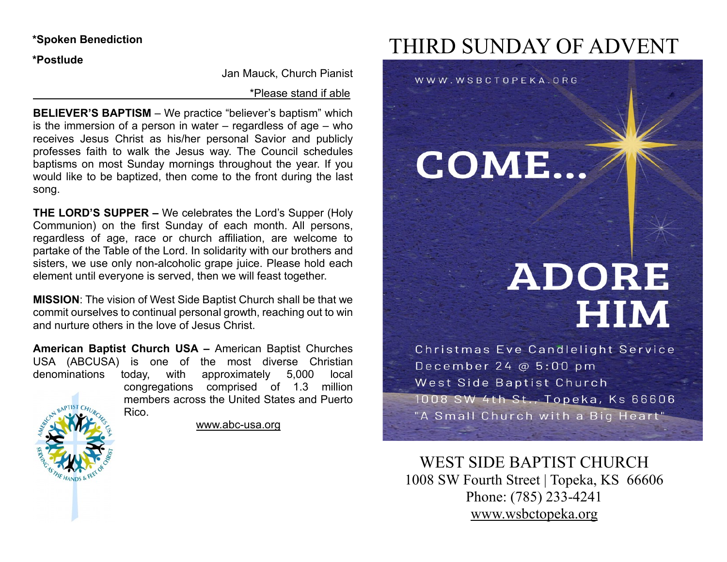**\*Spoken Benediction**

**\*Postlude**

Jan Mauck, Church Pianist

\*Please stand if able

---

**BELIEVER'S BAPTISM** – We practice "believer's baptism" which is the immersion of a person in water – regardless of age – who receives Jesus Christ as his/her personal Savior and publicly professes faith to walk the Jesus way. The Council schedules baptisms on most Sunday mornings throughout the year. If you would like to be baptized, then come to the front during the last song.

**THE LORD'S SUPPER –** We celebrates the Lord's Supper (Holy Communion) on the first Sunday of each month. All persons, regardless of age, race or church affiliation, are welcome to partake of the Table of the Lord. In solidarity with our brothers and sisters, we use only non-alcoholic grape juice. Please hold each element until everyone is served, then we will feast together.

**MISSION**: The vision of West Side Baptist Church shall be that we commit ourselves to continual personal growth, reaching out to win and nurture others in the love of Jesus Christ.

**American Baptist Church USA –** American Baptist Churches USA (ABCUSA) is one of the most diverse Christian denominations today, with approximately 5,000 local congregations comprised of 1.3 million members across the United States and Puerto Rico.

www.abc-usa.org

AMERICAN BAPTIST CHURCHES USA
SERVING AS THE HANDS & FEET OF CHRIST

# THIRD SUNDAY OF ADVENT

WWW.WSBCTOPEKA.ORG

COME...

ADORE HIM

Christmas Eve Candlelight Service
December 24 @ 5:00 pm
West Side Baptist Church
1008 SW 4th St., Topeka, Ks 66606
"A Small Church with a Big Heart"

WEST SIDE BAPTIST CHURCH
1008 SW Fourth Street | Topeka, KS 66606
Phone: (785) 233-4241
www.wsbctopeka.org